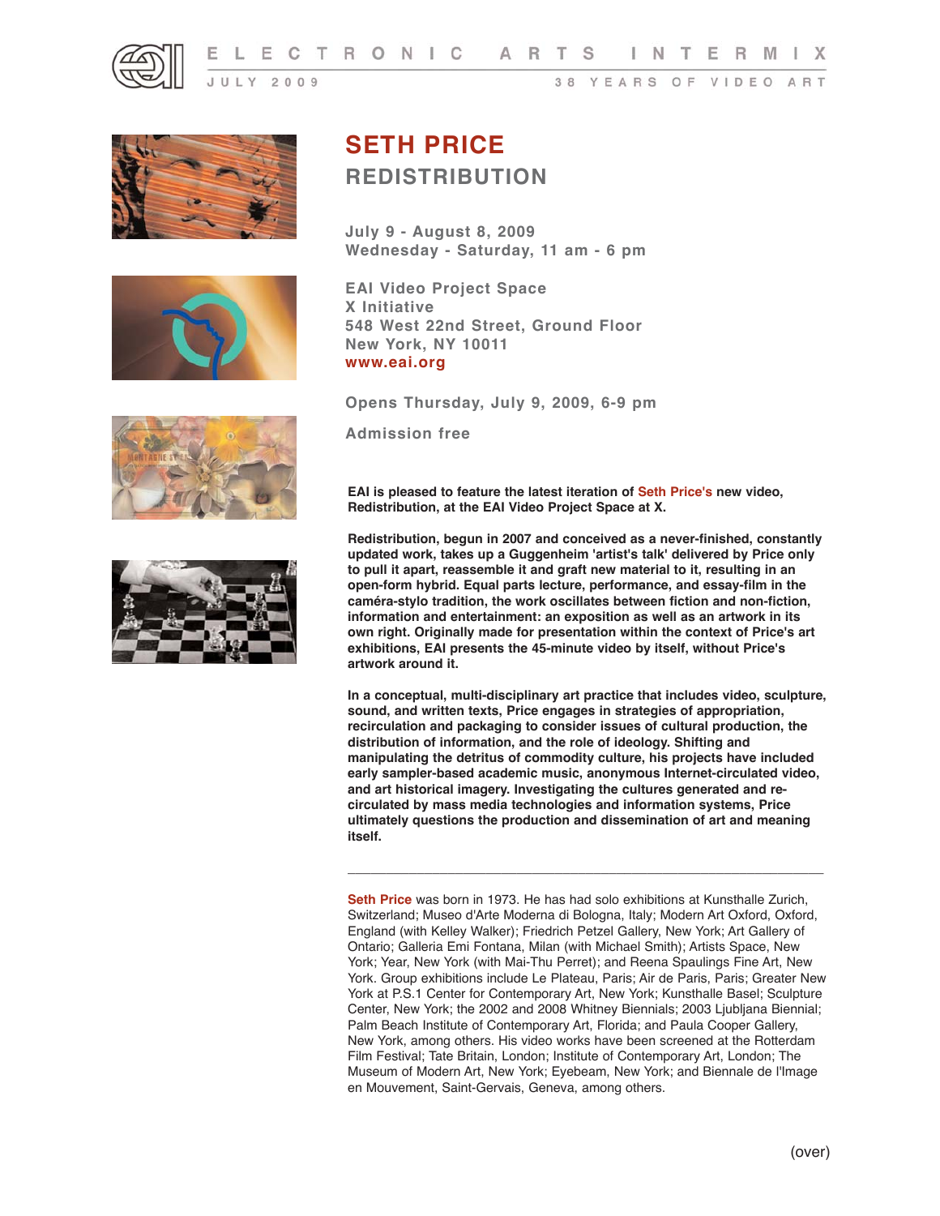ELECTRONIC ARTS INTERMIX

JULY 2009

38 YEARS OF VIDEO ART

# SETH PRICE

## REDISTRIBUTION

**July 9 - August 8, 2009**
**Wednesday - Saturday, 11 am - 6 pm**

**EAI Video Project Space**
**X Initiative**
**548 West 22nd Street, Ground Floor**
**New York, NY 10011**
**www.eai.org**

**Opens Thursday, July 9, 2009, 6-9 pm**

**Admission free**

**EAI is pleased to feature the latest iteration of Seth Price's new video, Redistribution, at the EAI Video Project Space at X.**

**Redistribution, begun in 2007 and conceived as a never-finished, constantly updated work, takes up a Guggenheim 'artist's talk' delivered by Price only to pull it apart, reassemble it and graft new material to it, resulting in an open-form hybrid. Equal parts lecture, performance, and essay-film in the caméra-stylo tradition, the work oscillates between fiction and non-fiction, information and entertainment: an exposition as well as an artwork in its own right. Originally made for presentation within the context of Price's art exhibitions, EAI presents the 45-minute video by itself, without Price's artwork around it.**

**In a conceptual, multi-disciplinary art practice that includes video, sculpture, sound, and written texts, Price engages in strategies of appropriation, recirculation and packaging to consider issues of cultural production, the distribution of information, and the role of ideology. Shifting and manipulating the detritus of commodity culture, his projects have included early sampler-based academic music, anonymous Internet-circulated video, and art historical imagery. Investigating the cultures generated and re-circulated by mass media technologies and information systems, Price ultimately questions the production and dissemination of art and meaning itself.**

---

Seth Price was born in 1973. He has had solo exhibitions at Kunsthalle Zurich, Switzerland; Museo d'Arte Moderna di Bologna, Italy; Modern Art Oxford, Oxford, England (with Kelley Walker); Friedrich Petzel Gallery, New York; Art Gallery of Ontario; Galleria Emi Fontana, Milan (with Michael Smith); Artists Space, New York; Year, New York (with Mai-Thu Perret); and Reena Spaulings Fine Art, New York. Group exhibitions include Le Plateau, Paris; Air de Paris, Paris; Greater New York at P.S.1 Center for Contemporary Art, New York; Kunsthalle Basel; Sculpture Center, New York; the 2002 and 2008 Whitney Biennials; 2003 Ljubljana Biennial; Palm Beach Institute of Contemporary Art, Florida; and Paula Cooper Gallery, New York, among others. His video works have been screened at the Rotterdam Film Festival; Tate Britain, London; Institute of Contemporary Art, London; The Museum of Modern Art, New York; Eyebeam, New York; and Biennale de l'Image en Mouvement, Saint-Gervais, Geneva, among others.

(over)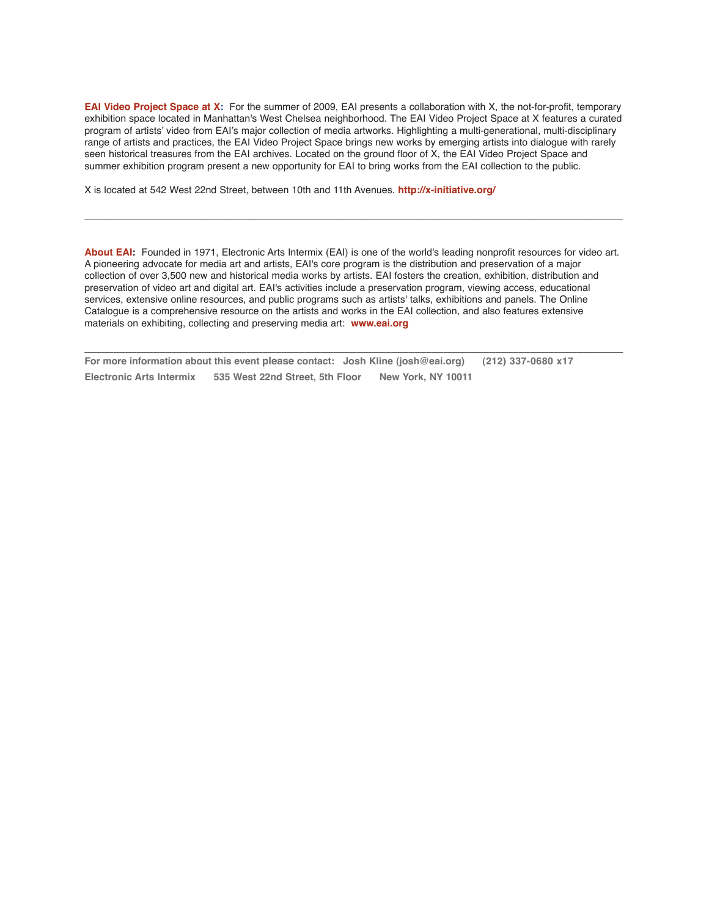**EAI Video Project Space at X:** For the summer of 2009, EAI presents a collaboration with X, the not-for-profit, temporary exhibition space located in Manhattan's West Chelsea neighborhood. The EAI Video Project Space at X features a curated program of artists' video from EAI's major collection of media artworks. Highlighting a multi-generational, multi-disciplinary range of artists and practices, the EAI Video Project Space brings new works by emerging artists into dialogue with rarely seen historical treasures from the EAI archives. Located on the ground floor of X, the EAI Video Project Space and summer exhibition program present a new opportunity for EAI to bring works from the EAI collection to the public.

X is located at 542 West 22nd Street, between 10th and 11th Avenues. **http://x-initiative.org/**

---

**About EAI:** Founded in 1971, Electronic Arts Intermix (EAI) is one of the world's leading nonprofit resources for video art. A pioneering advocate for media art and artists, EAI's core program is the distribution and preservation of a major collection of over 3,500 new and historical media works by artists. EAI fosters the creation, exhibition, distribution and preservation of video art and digital art. EAI's activities include a preservation program, viewing access, educational services, extensive online resources, and public programs such as artists' talks, exhibitions and panels. The Online Catalogue is a comprehensive resource on the artists and works in the EAI collection, and also features extensive materials on exhibiting, collecting and preserving media art: **www.eai.org**

---

**For more information about this event please contact: Josh Kline (josh@eai.org) (212) 337-0680 x17**

**Electronic Arts Intermix 535 West 22nd Street, 5th Floor New York, NY 10011**